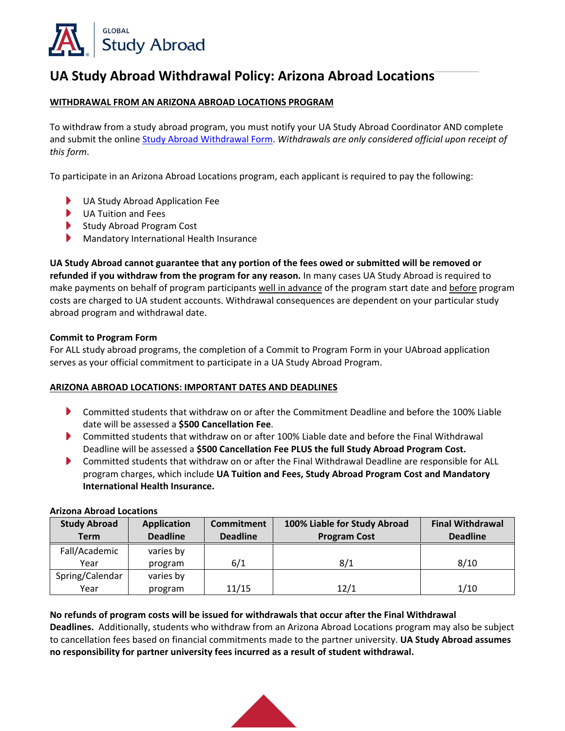GLOBAL Study Abroad

# UA Study Abroad Withdrawal Policy: Arizona Abroad Locations

## WITHDRAWAL FROM AN ARIZONA ABROAD LOCATIONS PROGRAM

To withdraw from a study abroad program, you must notify your UA Study Abroad Coordinator AND complete and submit the online Study Abroad Withdrawal Form. *Withdrawals are only considered official upon receipt of this form*.

To participate in an Arizona Abroad Locations program, each applicant is required to pay the following:

- UA Study Abroad Application Fee
- UA Tuition and Fees
- Study Abroad Program Cost
- Mandatory International Health Insurance

**UA Study Abroad cannot guarantee that any portion of the fees owed or submitted will be removed or refunded if you withdraw from the program for any reason.** In many cases UA Study Abroad is required to make payments on behalf of program participants well in advance of the program start date and before program costs are charged to UA student accounts. Withdrawal consequences are dependent on your particular study abroad program and withdrawal date.

**Commit to Program Form**

For ALL study abroad programs, the completion of a Commit to Program Form in your UAbroad application serves as your official commitment to participate in a UA Study Abroad Program.

## ARIZONA ABROAD LOCATIONS: IMPORTANT DATES AND DEADLINES

- Committed students that withdraw on or after the Commitment Deadline and before the 100% Liable date will be assessed a **$500 Cancellation Fee**.
- Committed students that withdraw on or after 100% Liable date and before the Final Withdrawal Deadline will be assessed a **$500 Cancellation Fee PLUS the full Study Abroad Program Cost.**
- Committed students that withdraw on or after the Final Withdrawal Deadline are responsible for ALL program charges, which include **UA Tuition and Fees, Study Abroad Program Cost and Mandatory International Health Insurance.**

**Arizona Abroad Locations**

| Study Abroad Term | Application Deadline | Commitment Deadline | 100% Liable for Study Abroad Program Cost | Final Withdrawal Deadline |
|---|---|---|---|---|
| Fall/Academic Year | varies by program | 6/1 | 8/1 | 8/10 |
| Spring/Calendar Year | varies by program | 11/15 | 12/1 | 1/10 |

**No refunds of program costs will be issued for withdrawals that occur after the Final Withdrawal Deadlines.** Additionally, students who withdraw from an Arizona Abroad Locations program may also be subject to cancellation fees based on financial commitments made to the partner university. **UA Study Abroad assumes no responsibility for partner university fees incurred as a result of student withdrawal.**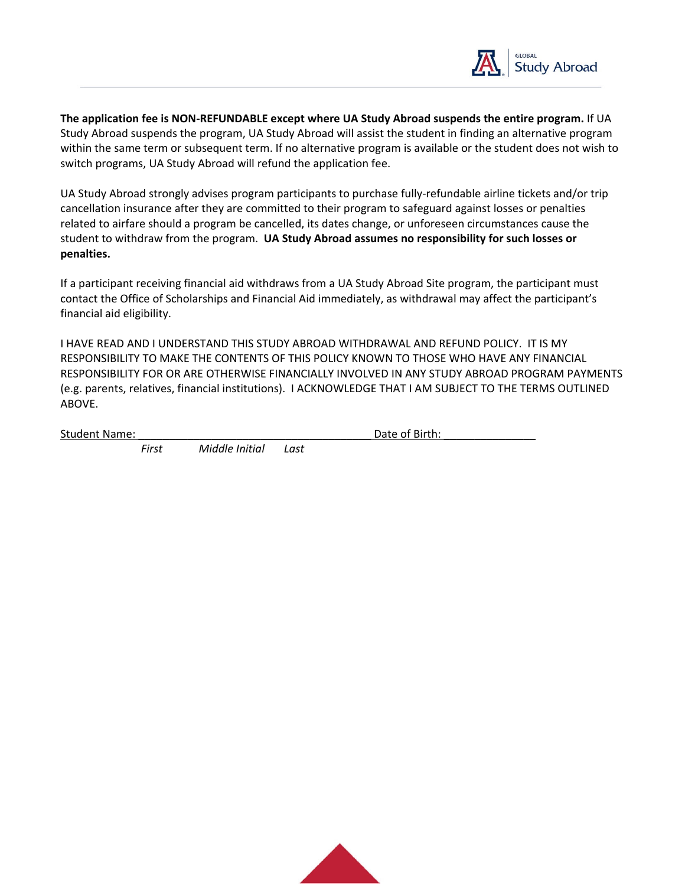**The application fee is NON-REFUNDABLE except where UA Study Abroad suspends the entire program.** If UA Study Abroad suspends the program, UA Study Abroad will assist the student in finding an alternative program within the same term or subsequent term. If no alternative program is available or the student does not wish to switch programs, UA Study Abroad will refund the application fee.

UA Study Abroad strongly advises program participants to purchase fully-refundable airline tickets and/or trip cancellation insurance after they are committed to their program to safeguard against losses or penalties related to airfare should a program be cancelled, its dates change, or unforeseen circumstances cause the student to withdraw from the program. **UA Study Abroad assumes no responsibility for such losses or penalties.**

If a participant receiving financial aid withdraws from a UA Study Abroad Site program, the participant must contact the Office of Scholarships and Financial Aid immediately, as withdrawal may affect the participant's financial aid eligibility.

I HAVE READ AND I UNDERSTAND THIS STUDY ABROAD WITHDRAWAL AND REFUND POLICY. IT IS MY RESPONSIBILITY TO MAKE THE CONTENTS OF THIS POLICY KNOWN TO THOSE WHO HAVE ANY FINANCIAL RESPONSIBILITY FOR OR ARE OTHERWISE FINANCIALLY INVOLVED IN ANY STUDY ABROAD PROGRAM PAYMENTS (e.g. parents, relatives, financial institutions). I ACKNOWLEDGE THAT I AM SUBJECT TO THE TERMS OUTLINED ABOVE.

Student Name: ____________________________________ Date of Birth: ______________

*First* *Middle Initial* *Last*